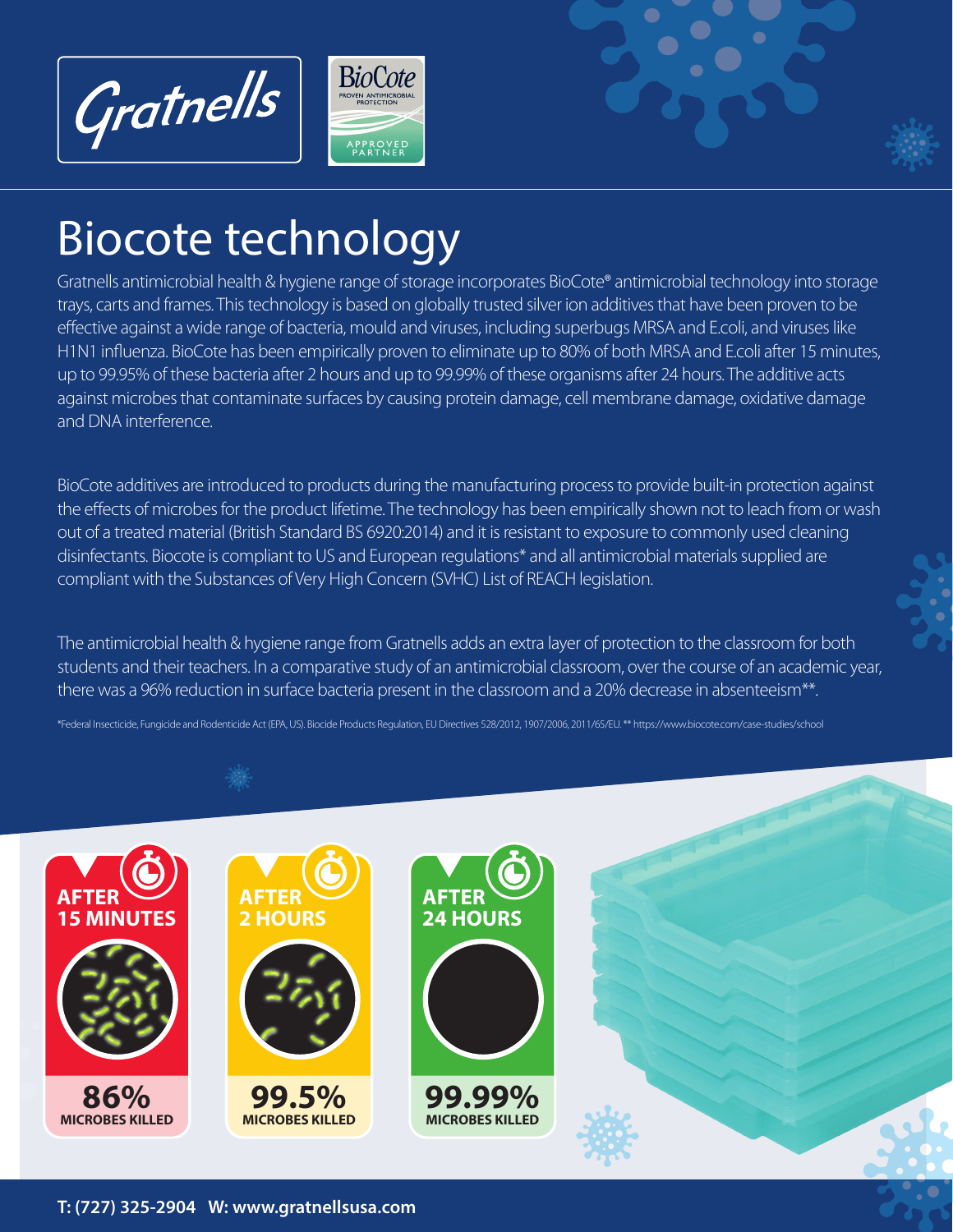Gratnells

BioCote PROVEN ANTIMICROBIAL PROTECTION APPROVED PARTNER

# Biocote technology

Gratnells antimicrobial health & hygiene range of storage incorporates BioCote® antimicrobial technology into storage trays, carts and frames. This technology is based on globally trusted silver ion additives that have been proven to be effective against a wide range of bacteria, mould and viruses, including superbugs MRSA and E.coli, and viruses like H1N1 influenza. BioCote has been empirically proven to eliminate up to 80% of both MRSA and E.coli after 15 minutes, up to 99.95% of these bacteria after 2 hours and up to 99.99% of these organisms after 24 hours. The additive acts against microbes that contaminate surfaces by causing protein damage, cell membrane damage, oxidative damage and DNA interference.

BioCote additives are introduced to products during the manufacturing process to provide built-in protection against the effects of microbes for the product lifetime. The technology has been empirically shown not to leach from or wash out of a treated material (British Standard BS 6920:2014) and it is resistant to exposure to commonly used cleaning disinfectants. Biocote is compliant to US and European regulations* and all antimicrobial materials supplied are compliant with the Substances of Very High Concern (SVHC) List of REACH legislation.

The antimicrobial health & hygiene range from Gratnells adds an extra layer of protection to the classroom for both students and their teachers. In a comparative study of an antimicrobial classroom, over the course of an academic year, there was a 96% reduction in surface bacteria present in the classroom and a 20% decrease in absenteeism**.

*Federal Insecticide, Fungicide and Rodenticide Act (EPA, US). Biocide Products Regulation, EU Directives 528/2012, 1907/2006, 2011/65/EU. ** https://www.biocote.com/case-studies/school

**AFTER 15 MINUTES**
**86%** MICROBES KILLED

**AFTER 2 HOURS**
**99.5%** MICROBES KILLED

**AFTER 24 HOURS**
**99.99%** MICROBES KILLED

**T: (727) 325-2904 W: www.gratnellsusa.com**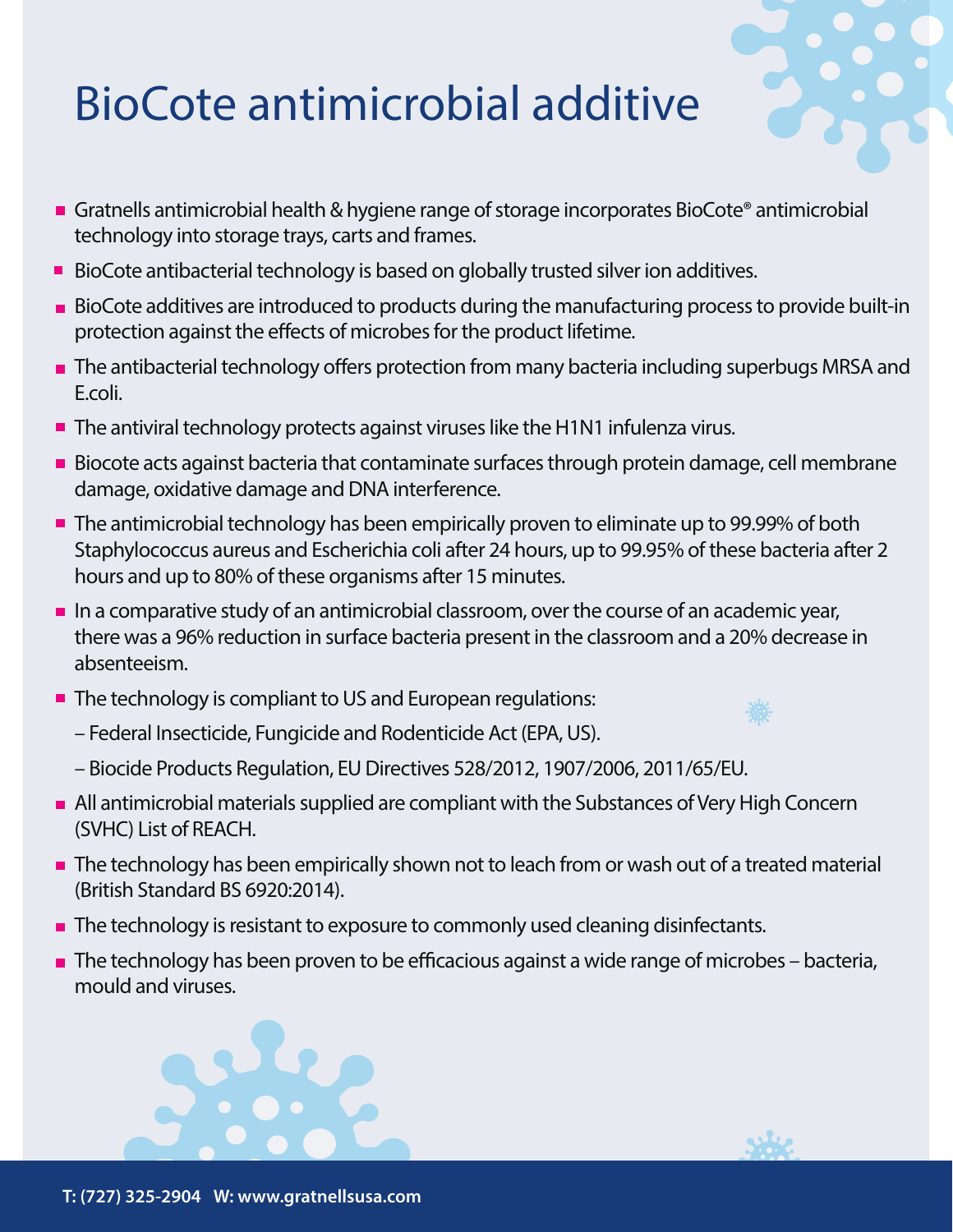# BioCote antimicrobial additive

- Gratnells antimicrobial health & hygiene range of storage incorporates BioCote® antimicrobial technology into storage trays, carts and frames.
- BioCote antibacterial technology is based on globally trusted silver ion additives.
- BioCote additives are introduced to products during the manufacturing process to provide built-in protection against the effects of microbes for the product lifetime.
- The antibacterial technology offers protection from many bacteria including superbugs MRSA and E.coli.
- The antiviral technology protects against viruses like the H1N1 infulenza virus.
- Biocote acts against bacteria that contaminate surfaces through protein damage, cell membrane damage, oxidative damage and DNA interference.
- The antimicrobial technology has been empirically proven to eliminate up to 99.99% of both Staphylococcus aureus and Escherichia coli after 24 hours, up to 99.95% of these bacteria after 2 hours and up to 80% of these organisms after 15 minutes.
- In a comparative study of an antimicrobial classroom, over the course of an academic year, there was a 96% reduction in surface bacteria present in the classroom and a 20% decrease in absenteeism.
- The technology is compliant to US and European regulations:
  – Federal Insecticide, Fungicide and Rodenticide Act (EPA, US).
  – Biocide Products Regulation, EU Directives 528/2012, 1907/2006, 2011/65/EU.
- All antimicrobial materials supplied are compliant with the Substances of Very High Concern (SVHC) List of REACH.
- The technology has been empirically shown not to leach from or wash out of a treated material (British Standard BS 6920:2014).
- The technology is resistant to exposure to commonly used cleaning disinfectants.
- The technology has been proven to be efficacious against a wide range of microbes – bacteria, mould and viruses.

**T: (727) 325-2904 W: www.gratnellsusa.com**